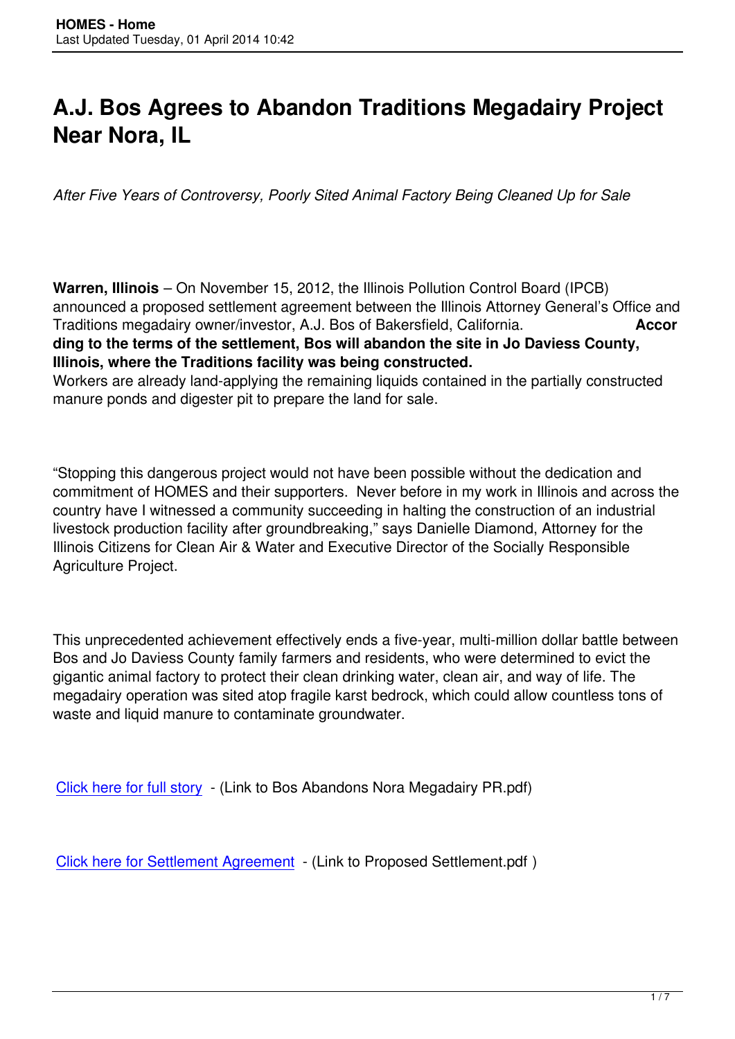# A.J. Bos Agrees to Abandon Traditions Megadairy Project Near Nora, IL

*After Five Years of Controversy, Poorly Sited Animal Factory Being Cleaned Up for Sale*

**Warren, Illinois** – On November 15, 2012, the Illinois Pollution Control Board (IPCB) announced a proposed settlement agreement between the Illinois Attorney General's Office and Traditions megadairy owner/investor, A.J. Bos of Bakersfield, California. **According to the terms of the settlement, Bos will abandon the site in Jo Daviess County, Illinois, where the Traditions facility was being constructed.** Workers are already land-applying the remaining liquids contained in the partially constructed manure ponds and digester pit to prepare the land for sale.

"Stopping this dangerous project would not have been possible without the dedication and commitment of HOMES and their supporters. Never before in my work in Illinois and across the country have I witnessed a community succeeding in halting the construction of an industrial livestock production facility after groundbreaking," says Danielle Diamond, Attorney for the Illinois Citizens for Clean Air & Water and Executive Director of the Socially Responsible Agriculture Project.

This unprecedented achievement effectively ends a five-year, multi-million dollar battle between Bos and Jo Daviess County family farmers and residents, who were determined to evict the gigantic animal factory to protect their clean drinking water, clean air, and way of life. The megadairy operation was sited atop fragile karst bedrock, which could allow countless tons of waste and liquid manure to contaminate groundwater.

Click here for full story - (Link to Bos Abandons Nora Megadairy PR.pdf)

Click here for Settlement Agreement - (Link to Proposed Settlement.pdf )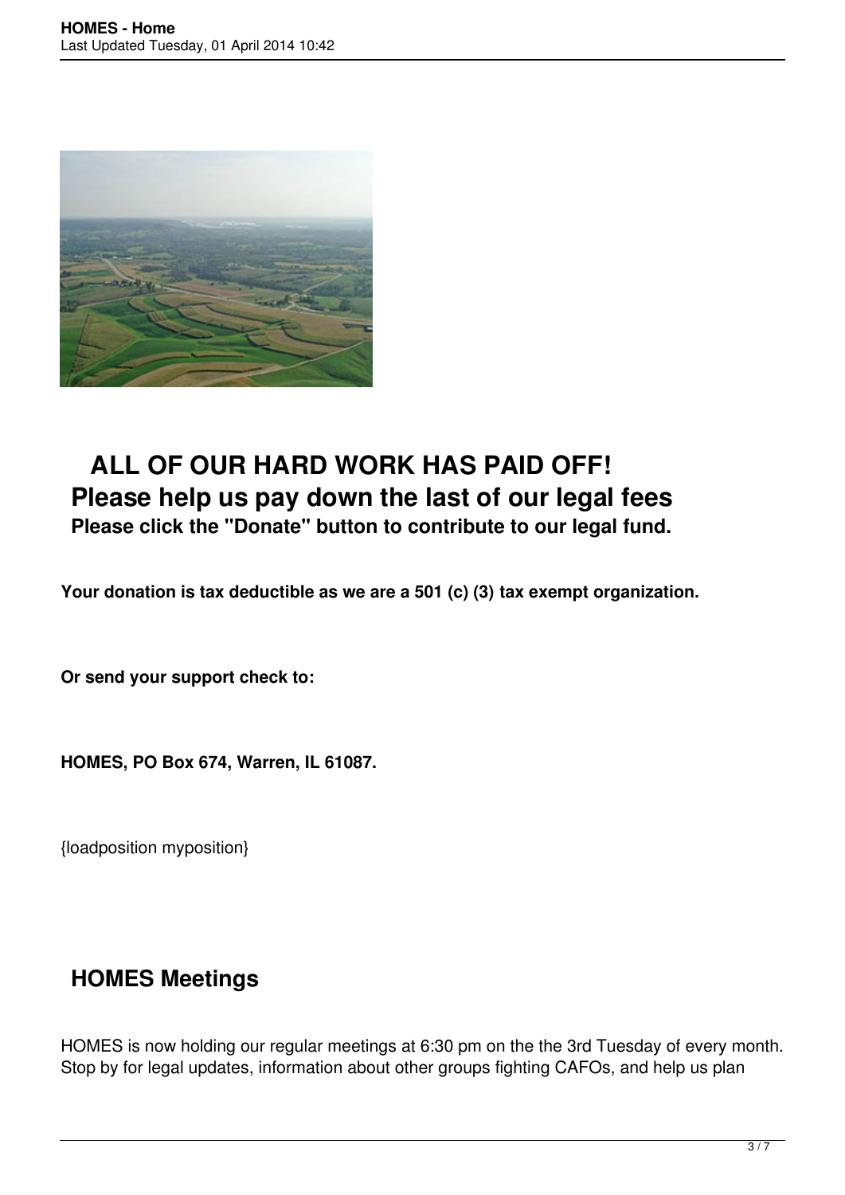## ALL OF OUR HARD WORK HAS PAID OFF!

## Please help us pay down the last of our legal fees

### Please click the "Donate" button to contribute to our legal fund.

**Your donation is tax deductible as we are a 501 (c) (3) tax exempt organization.**

**Or send your support check to:**

**HOMES, PO Box 674, Warren, IL 61087.**

{loadposition myposition}

## HOMES Meetings

HOMES is now holding our regular meetings at 6:30 pm on the the 3rd Tuesday of every month. Stop by for legal updates, information about other groups fighting CAFOs, and help us plan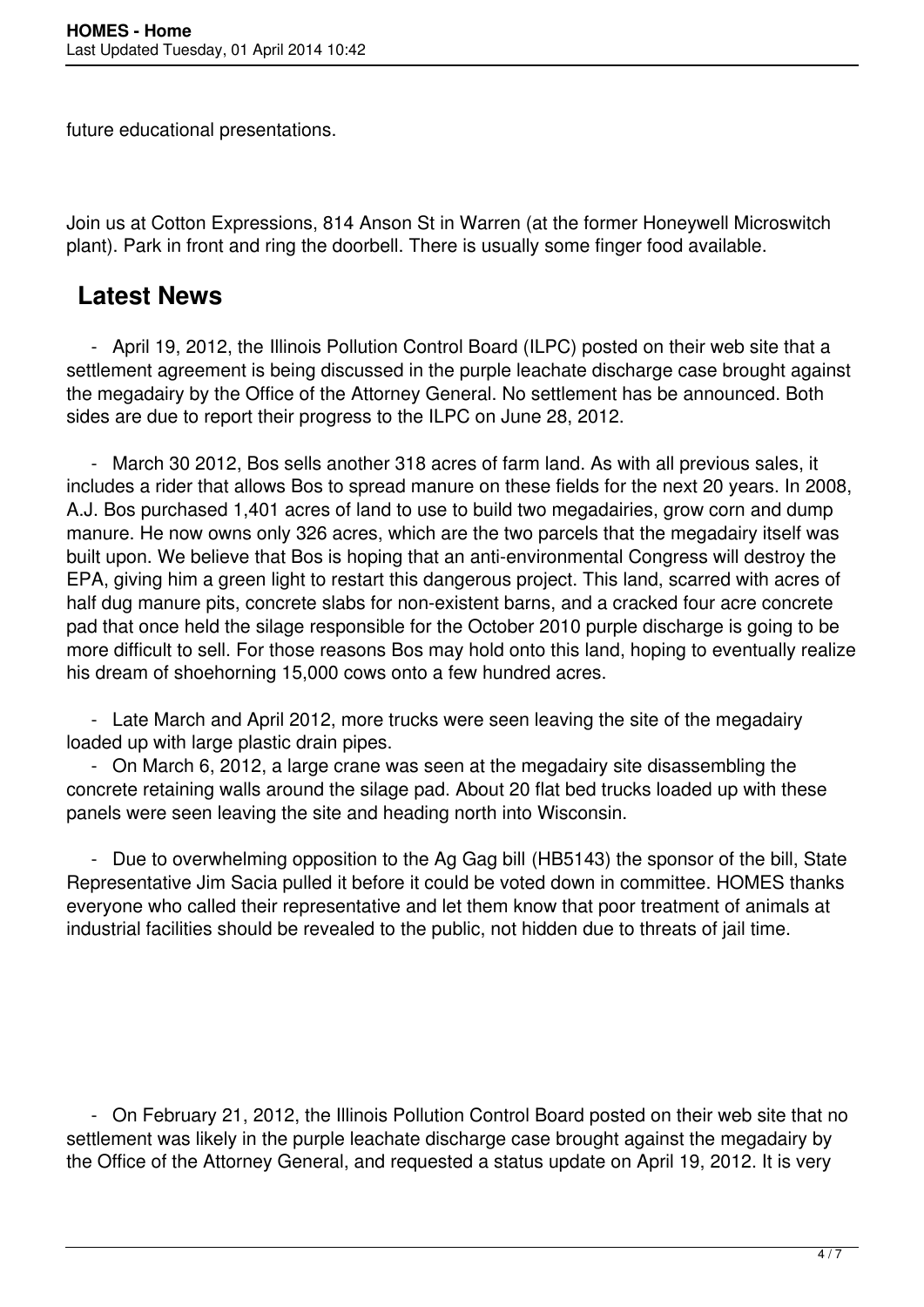future educational presentations.

Join us at Cotton Expressions, 814 Anson St in Warren (at the former Honeywell Microswitch plant). Park in front and ring the doorbell. There is usually some finger food available.

## Latest News

- April 19, 2012, the Illinois Pollution Control Board (ILPC) posted on their web site that a settlement agreement is being discussed in the purple leachate discharge case brought against the megadairy by the Office of the Attorney General. No settlement has be announced. Both sides are due to report their progress to the ILPC on June 28, 2012.

- March 30 2012, Bos sells another 318 acres of farm land. As with all previous sales, it includes a rider that allows Bos to spread manure on these fields for the next 20 years. In 2008, A.J. Bos purchased 1,401 acres of land to use to build two megadairies, grow corn and dump manure. He now owns only 326 acres, which are the two parcels that the megadairy itself was built upon. We believe that Bos is hoping that an anti-environmental Congress will destroy the EPA, giving him a green light to restart this dangerous project. This land, scarred with acres of half dug manure pits, concrete slabs for non-existent barns, and a cracked four acre concrete pad that once held the silage responsible for the October 2010 purple discharge is going to be more difficult to sell. For those reasons Bos may hold onto this land, hoping to eventually realize his dream of shoehorning 15,000 cows onto a few hundred acres.

- Late March and April 2012, more trucks were seen leaving the site of the megadairy loaded up with large plastic drain pipes.

- On March 6, 2012, a large crane was seen at the megadairy site disassembling the concrete retaining walls around the silage pad. About 20 flat bed trucks loaded up with these panels were seen leaving the site and heading north into Wisconsin.

- Due to overwhelming opposition to the Ag Gag bill (HB5143) the sponsor of the bill, State Representative Jim Sacia pulled it before it could be voted down in committee. HOMES thanks everyone who called their representative and let them know that poor treatment of animals at industrial facilities should be revealed to the public, not hidden due to threats of jail time.

- On February 21, 2012, the Illinois Pollution Control Board posted on their web site that no settlement was likely in the purple leachate discharge case brought against the megadairy by the Office of the Attorney General, and requested a status update on April 19, 2012. It is very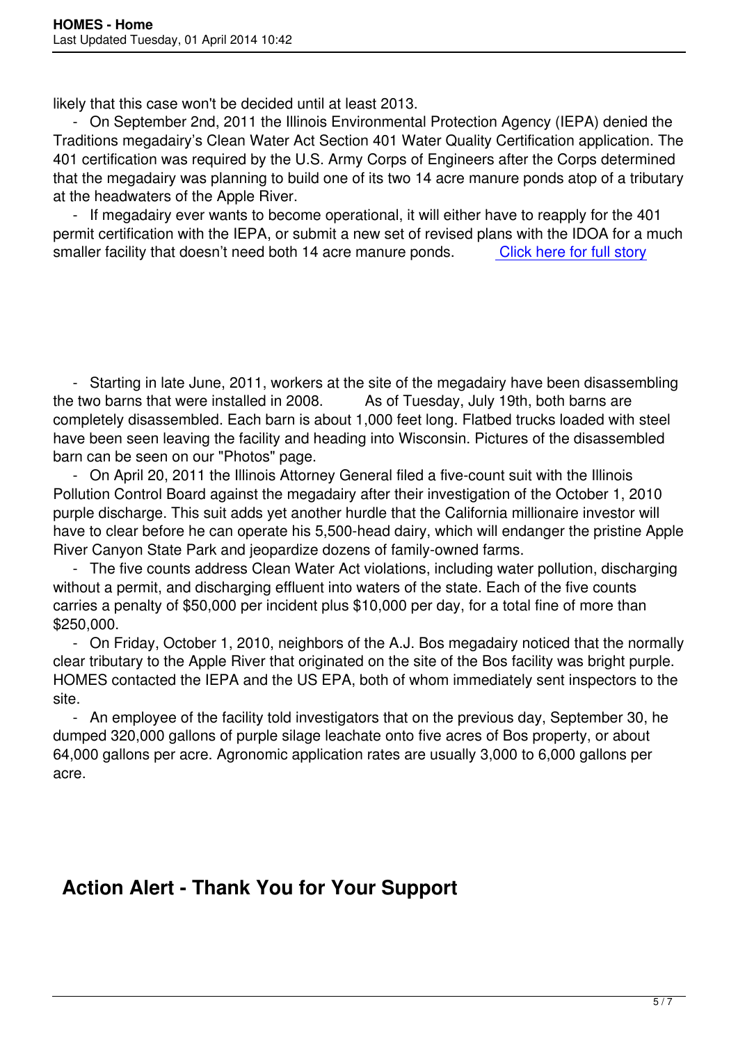likely that this case won't be decided until at least 2013.

- On September 2nd, 2011 the Illinois Environmental Protection Agency (IEPA) denied the Traditions megadairy's Clean Water Act Section 401 Water Quality Certification application. The 401 certification was required by the U.S. Army Corps of Engineers after the Corps determined that the megadairy was planning to build one of its two 14 acre manure ponds atop of a tributary at the headwaters of the Apple River.
- If megadairy ever wants to become operational, it will either have to reapply for the 401 permit certification with the IEPA, or submit a new set of revised plans with the IDOA for a much smaller facility that doesn't need both 14 acre manure ponds. Click here for full story

- Starting in late June, 2011, workers at the site of the megadairy have been disassembling the two barns that were installed in 2008. As of Tuesday, July 19th, both barns are completely disassembled. Each barn is about 1,000 feet long. Flatbed trucks loaded with steel have been seen leaving the facility and heading into Wisconsin. Pictures of the disassembled barn can be seen on our "Photos" page.
- On April 20, 2011 the Illinois Attorney General filed a five-count suit with the Illinois Pollution Control Board against the megadairy after their investigation of the October 1, 2010 purple discharge. This suit adds yet another hurdle that the California millionaire investor will have to clear before he can operate his 5,500-head dairy, which will endanger the pristine Apple River Canyon State Park and jeopardize dozens of family-owned farms.
- The five counts address Clean Water Act violations, including water pollution, discharging without a permit, and discharging effluent into waters of the state. Each of the five counts carries a penalty of $50,000 per incident plus $10,000 per day, for a total fine of more than $250,000.
- On Friday, October 1, 2010, neighbors of the A.J. Bos megadairy noticed that the normally clear tributary to the Apple River that originated on the site of the Bos facility was bright purple. HOMES contacted the IEPA and the US EPA, both of whom immediately sent inspectors to the site.
- An employee of the facility told investigators that on the previous day, September 30, he dumped 320,000 gallons of purple silage leachate onto five acres of Bos property, or about 64,000 gallons per acre. Agronomic application rates are usually 3,000 to 6,000 gallons per acre.

## Action Alert - Thank You for Your Support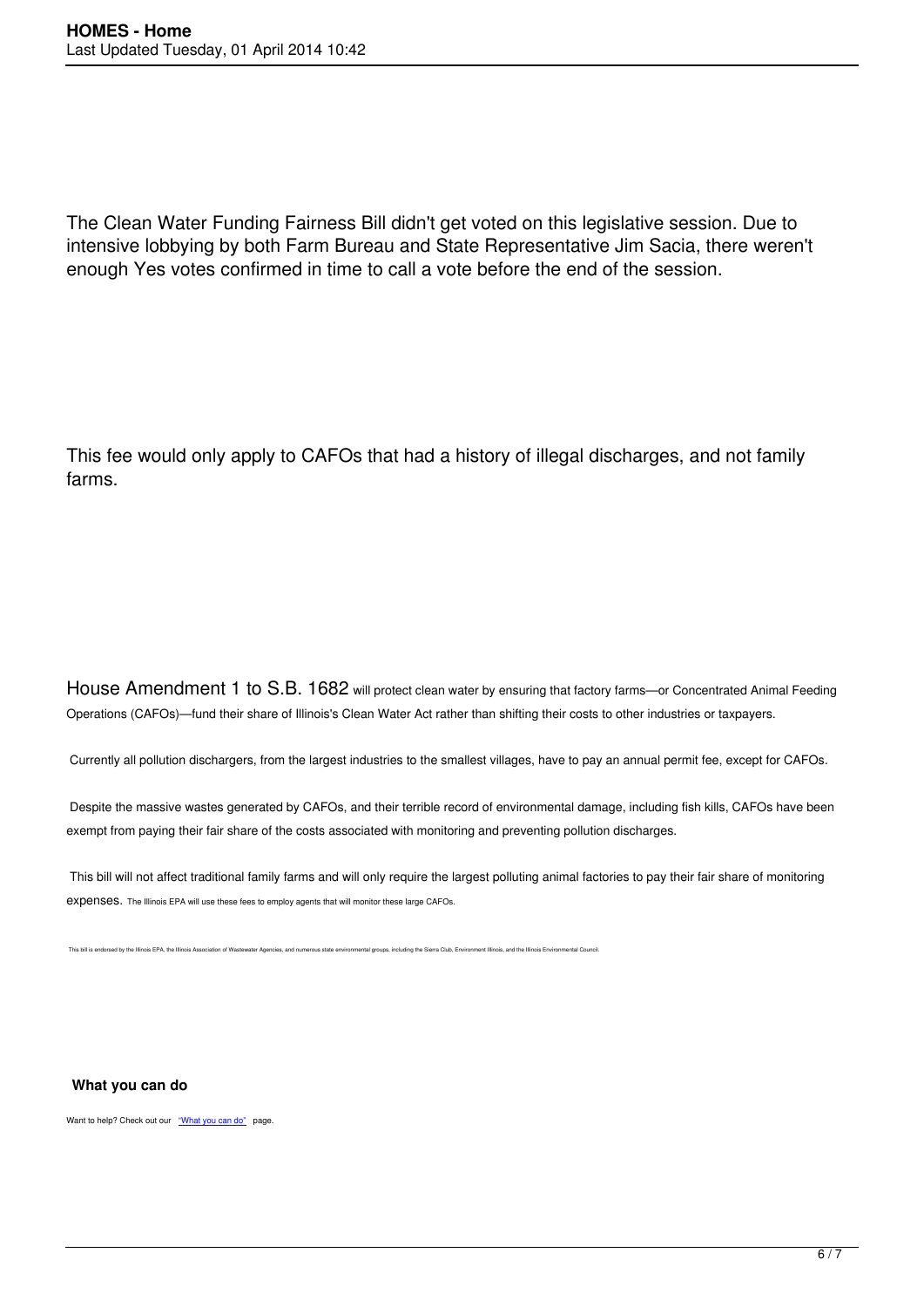The Clean Water Funding Fairness Bill didn't get voted on this legislative session. Due to intensive lobbying by both Farm Bureau and State Representative Jim Sacia, there weren't enough Yes votes confirmed in time to call a vote before the end of the session.

This fee would only apply to CAFOs that had a history of illegal discharges, and not family farms.

House Amendment 1 to S.B. 1682 will protect clean water by ensuring that factory farms—or Concentrated Animal Feeding Operations (CAFOs)—fund their share of Illinois's Clean Water Act rather than shifting their costs to other industries or taxpayers.

Currently all pollution dischargers, from the largest industries to the smallest villages, have to pay an annual permit fee, except for CAFOs.

Despite the massive wastes generated by CAFOs, and their terrible record of environmental damage, including fish kills, CAFOs have been exempt from paying their fair share of the costs associated with monitoring and preventing pollution discharges.

This bill will not affect traditional family farms and will only require the largest polluting animal factories to pay their fair share of monitoring expenses. The Illinois EPA will use these fees to employ agents that will monitor these large CAFOs.

This bill is endorsed by the Illinois EPA, the Illinois Association of Wastewater Agencies, and numerous state environmental groups, including the Sierra Club, Environment Illinois, and the Illinois Environmental Council.

**What you can do**

Want to help? Check out our "What you can do" page.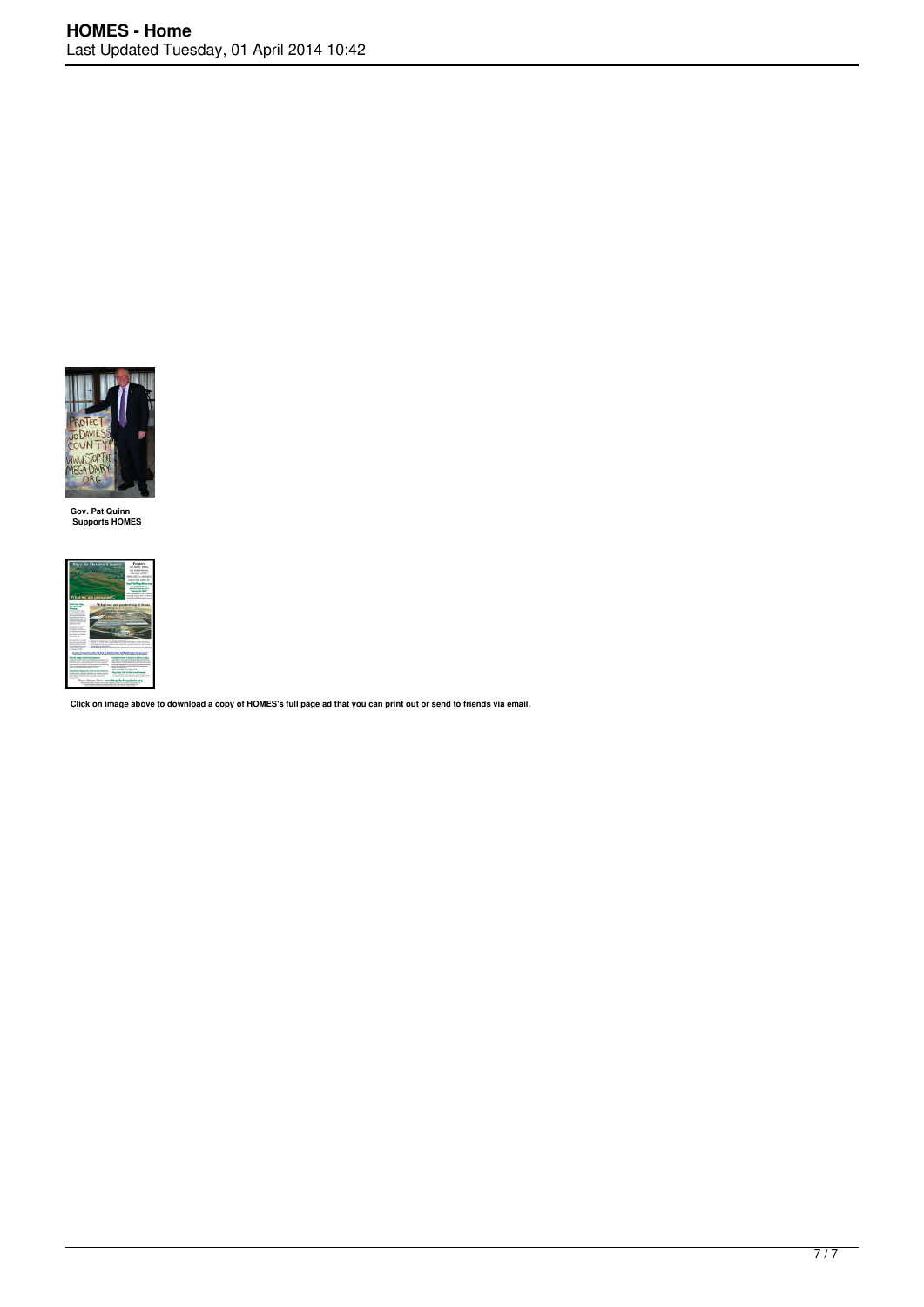Gov. Pat Quinn
Supports HOMES

Click on image above to download a copy of HOMES's full page ad that you can print out or send to friends via email.